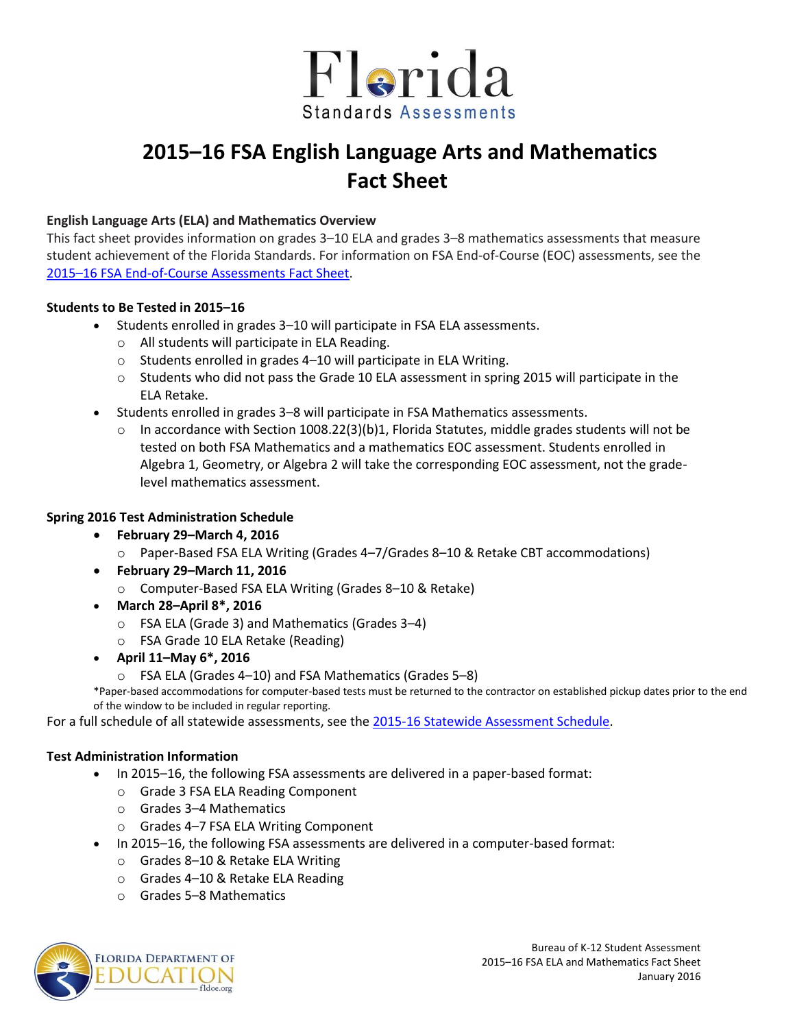Florida Standards Assessments

# 2015–16 FSA English Language Arts and Mathematics Fact Sheet

**English Language Arts (ELA) and Mathematics Overview**

This fact sheet provides information on grades 3–10 ELA and grades 3–8 mathematics assessments that measure student achievement of the Florida Standards. For information on FSA End-of-Course (EOC) assessments, see the 2015–16 FSA End-of-Course Assessments Fact Sheet.

**Students to Be Tested in 2015–16**

- Students enrolled in grades 3–10 will participate in FSA ELA assessments.
  - All students will participate in ELA Reading.
  - Students enrolled in grades 4–10 will participate in ELA Writing.
  - Students who did not pass the Grade 10 ELA assessment in spring 2015 will participate in the ELA Retake.
- Students enrolled in grades 3–8 will participate in FSA Mathematics assessments.
  - In accordance with Section 1008.22(3)(b)1, Florida Statutes, middle grades students will not be tested on both FSA Mathematics and a mathematics EOC assessment. Students enrolled in Algebra 1, Geometry, or Algebra 2 will take the corresponding EOC assessment, not the grade-level mathematics assessment.

**Spring 2016 Test Administration Schedule**

- **February 29–March 4, 2016**
  - Paper-Based FSA ELA Writing (Grades 4–7/Grades 8–10 & Retake CBT accommodations)
- **February 29–March 11, 2016**
  - Computer-Based FSA ELA Writing (Grades 8–10 & Retake)
- **March 28–April 8*, 2016**
  - FSA ELA (Grade 3) and Mathematics (Grades 3–4)
  - FSA Grade 10 ELA Retake (Reading)
- **April 11–May 6*, 2016**
  - FSA ELA (Grades 4–10) and FSA Mathematics (Grades 5–8)

*Paper-based accommodations for computer-based tests must be returned to the contractor on established pickup dates prior to the end of the window to be included in regular reporting.

For a full schedule of all statewide assessments, see the 2015-16 Statewide Assessment Schedule.

**Test Administration Information**

- In 2015–16, the following FSA assessments are delivered in a paper-based format:
  - Grade 3 FSA ELA Reading Component
  - Grades 3–4 Mathematics
  - Grades 4–7 FSA ELA Writing Component
- In 2015–16, the following FSA assessments are delivered in a computer-based format:
  - Grades 8–10 & Retake ELA Writing
  - Grades 4–10 & Retake ELA Reading
  - Grades 5–8 Mathematics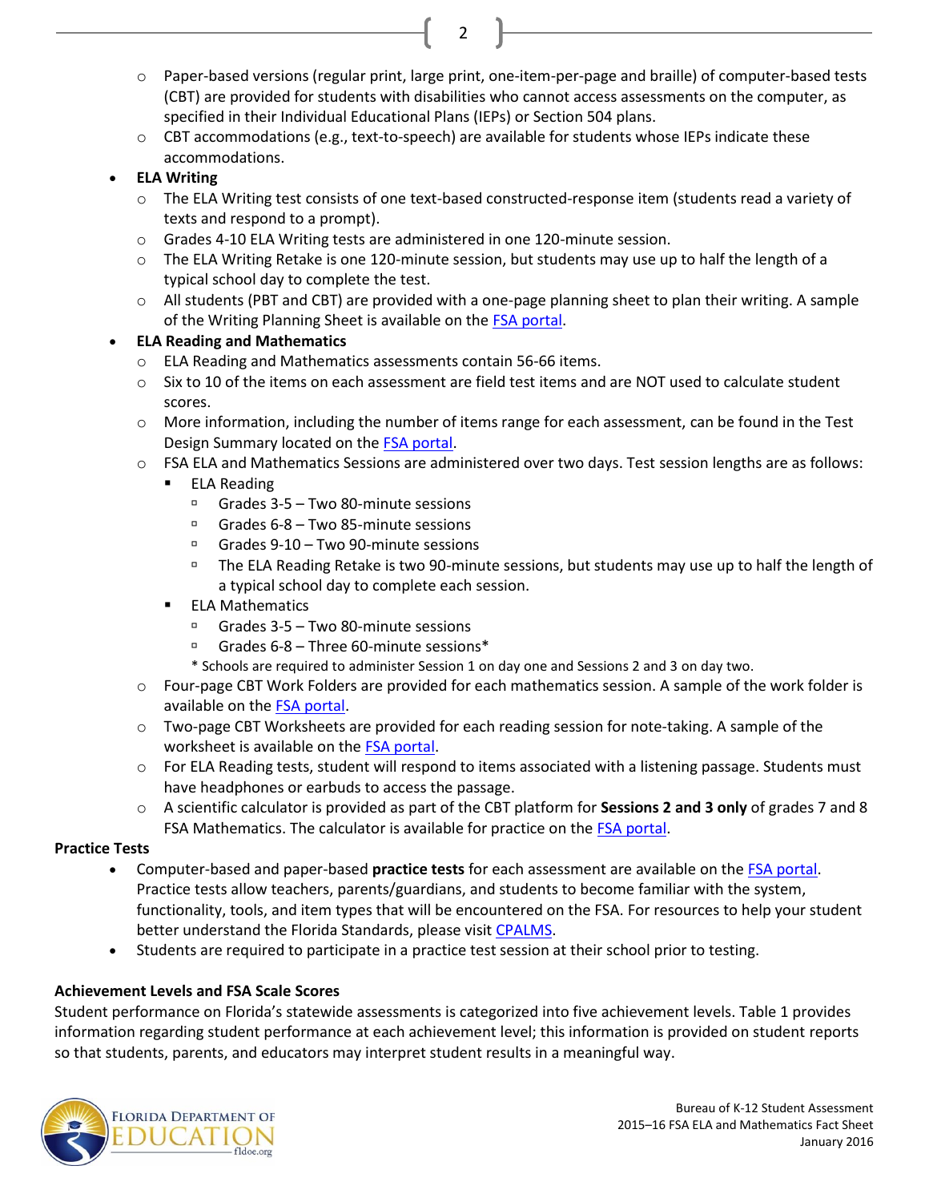- Paper-based versions (regular print, large print, one-item-per-page and braille) of computer-based tests (CBT) are provided for students with disabilities who cannot access assessments on the computer, as specified in their Individual Educational Plans (IEPs) or Section 504 plans.
   - CBT accommodations (e.g., text-to-speech) are available for students whose IEPs indicate these accommodations.
- **ELA Writing**
   - The ELA Writing test consists of one text-based constructed-response item (students read a variety of texts and respond to a prompt).
   - Grades 4-10 ELA Writing tests are administered in one 120-minute session.
   - The ELA Writing Retake is one 120-minute session, but students may use up to half the length of a typical school day to complete the test.
   - All students (PBT and CBT) are provided with a one-page planning sheet to plan their writing. A sample of the Writing Planning Sheet is available on the FSA portal.
- **ELA Reading and Mathematics**
   - ELA Reading and Mathematics assessments contain 56-66 items.
   - Six to 10 of the items on each assessment are field test items and are NOT used to calculate student scores.
   - More information, including the number of items range for each assessment, can be found in the Test Design Summary located on the FSA portal.
   - FSA ELA and Mathematics Sessions are administered over two days. Test session lengths are as follows:
      - ELA Reading
         - Grades 3-5 – Two 80-minute sessions
         - Grades 6-8 – Two 85-minute sessions
         - Grades 9-10 – Two 90-minute sessions
         - The ELA Reading Retake is two 90-minute sessions, but students may use up to half the length of a typical school day to complete each session.
      - ELA Mathematics
         - Grades 3-5 – Two 80-minute sessions
         - Grades 6-8 – Three 60-minute sessions*

        * Schools are required to administer Session 1 on day one and Sessions 2 and 3 on day two.
   - Four-page CBT Work Folders are provided for each mathematics session. A sample of the work folder is available on the FSA portal.
   - Two-page CBT Worksheets are provided for each reading session for note-taking. A sample of the worksheet is available on the FSA portal.
   - For ELA Reading tests, student will respond to items associated with a listening passage. Students must have headphones or earbuds to access the passage.
   - A scientific calculator is provided as part of the CBT platform for **Sessions 2 and 3 only** of grades 7 and 8 FSA Mathematics. The calculator is available for practice on the FSA portal.

**Practice Tests**

- Computer-based and paper-based **practice tests** for each assessment are available on the FSA portal. Practice tests allow teachers, parents/guardians, and students to become familiar with the system, functionality, tools, and item types that will be encountered on the FSA. For resources to help your student better understand the Florida Standards, please visit CPALMS.
- Students are required to participate in a practice test session at their school prior to testing.

**Achievement Levels and FSA Scale Scores**

Student performance on Florida's statewide assessments is categorized into five achievement levels. Table 1 provides information regarding student performance at each achievement level; this information is provided on student reports so that students, parents, and educators may interpret student results in a meaningful way.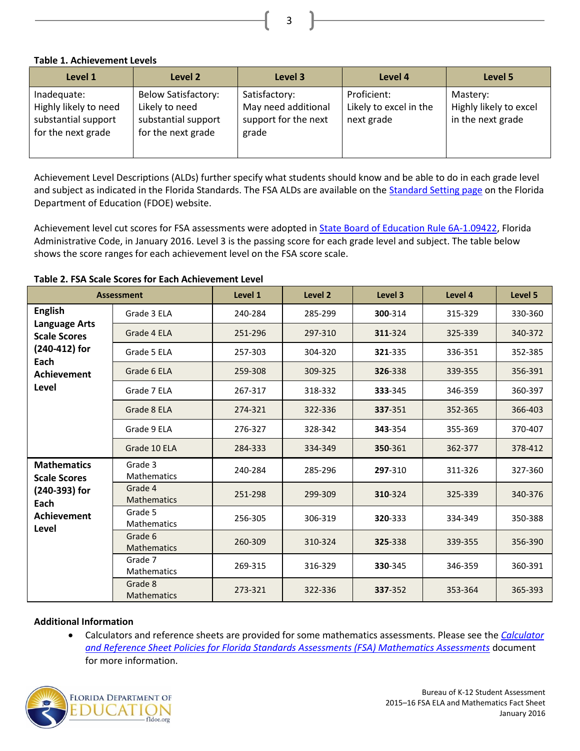**Table 1. Achievement Levels**

| Level 1 | Level 2 | Level 3 | Level 4 | Level 5 |
|---|---|---|---|---|
| Inadequate: Highly likely to need substantial support for the next grade | Below Satisfactory: Likely to need substantial support for the next grade | Satisfactory: May need additional support for the next grade | Proficient: Likely to excel in the next grade | Mastery: Highly likely to excel in the next grade |

Achievement Level Descriptions (ALDs) further specify what students should know and be able to do in each grade level and subject as indicated in the Florida Standards. The FSA ALDs are available on the Standard Setting page on the Florida Department of Education (FDOE) website.

Achievement level cut scores for FSA assessments were adopted in State Board of Education Rule 6A-1.09422, Florida Administrative Code, in January 2016. Level 3 is the passing score for each grade level and subject. The table below shows the score ranges for each achievement level on the FSA score scale.

**Table 2. FSA Scale Scores for Each Achievement Level**

| Assessment | | Level 1 | Level 2 | Level 3 | Level 4 | Level 5 |
|---|---|---|---|---|---|---|
| **English Language Arts Scale Scores (240-412) for Each Achievement Level** | Grade 3 ELA | 240-284 | 285-299 | **300**-314 | 315-329 | 330-360 |
| | Grade 4 ELA | 251-296 | 297-310 | **311**-324 | 325-339 | 340-372 |
| | Grade 5 ELA | 257-303 | 304-320 | **321**-335 | 336-351 | 352-385 |
| | Grade 6 ELA | 259-308 | 309-325 | **326**-338 | 339-355 | 356-391 |
| | Grade 7 ELA | 267-317 | 318-332 | **333**-345 | 346-359 | 360-397 |
| | Grade 8 ELA | 274-321 | 322-336 | **337**-351 | 352-365 | 366-403 |
| | Grade 9 ELA | 276-327 | 328-342 | **343**-354 | 355-369 | 370-407 |
| | Grade 10 ELA | 284-333 | 334-349 | **350**-361 | 362-377 | 378-412 |
| **Mathematics Scale Scores (240-393) for Each Achievement Level** | Grade 3 Mathematics | 240-284 | 285-296 | **297**-310 | 311-326 | 327-360 |
| | Grade 4 Mathematics | 251-298 | 299-309 | **310**-324 | 325-339 | 340-376 |
| | Grade 5 Mathematics | 256-305 | 306-319 | **320**-333 | 334-349 | 350-388 |
| | Grade 6 Mathematics | 260-309 | 310-324 | **325**-338 | 339-355 | 356-390 |
| | Grade 7 Mathematics | 269-315 | 316-329 | **330**-345 | 346-359 | 360-391 |
| | Grade 8 Mathematics | 273-321 | 322-336 | **337**-352 | 353-364 | 365-393 |

**Additional Information**

- Calculators and reference sheets are provided for some mathematics assessments. Please see the *Calculator and Reference Sheet Policies for Florida Standards Assessments (FSA) Mathematics Assessments* document for more information.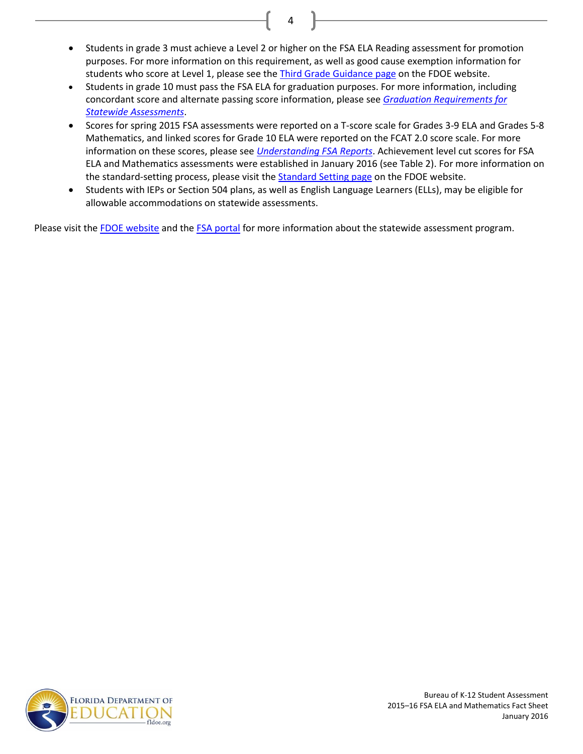- Students in grade 3 must achieve a Level 2 or higher on the FSA ELA Reading assessment for promotion purposes. For more information on this requirement, as well as good cause exemption information for students who score at Level 1, please see the Third Grade Guidance page on the FDOE website.
- Students in grade 10 must pass the FSA ELA for graduation purposes. For more information, including concordant score and alternate passing score information, please see *Graduation Requirements for Statewide Assessments*.
- Scores for spring 2015 FSA assessments were reported on a T-score scale for Grades 3-9 ELA and Grades 5-8 Mathematics, and linked scores for Grade 10 ELA were reported on the FCAT 2.0 score scale. For more information on these scores, please see *Understanding FSA Reports*. Achievement level cut scores for FSA ELA and Mathematics assessments were established in January 2016 (see Table 2). For more information on the standard-setting process, please visit the Standard Setting page on the FDOE website.
- Students with IEPs or Section 504 plans, as well as English Language Learners (ELLs), may be eligible for allowable accommodations on statewide assessments.

Please visit the FDOE website and the FSA portal for more information about the statewide assessment program.